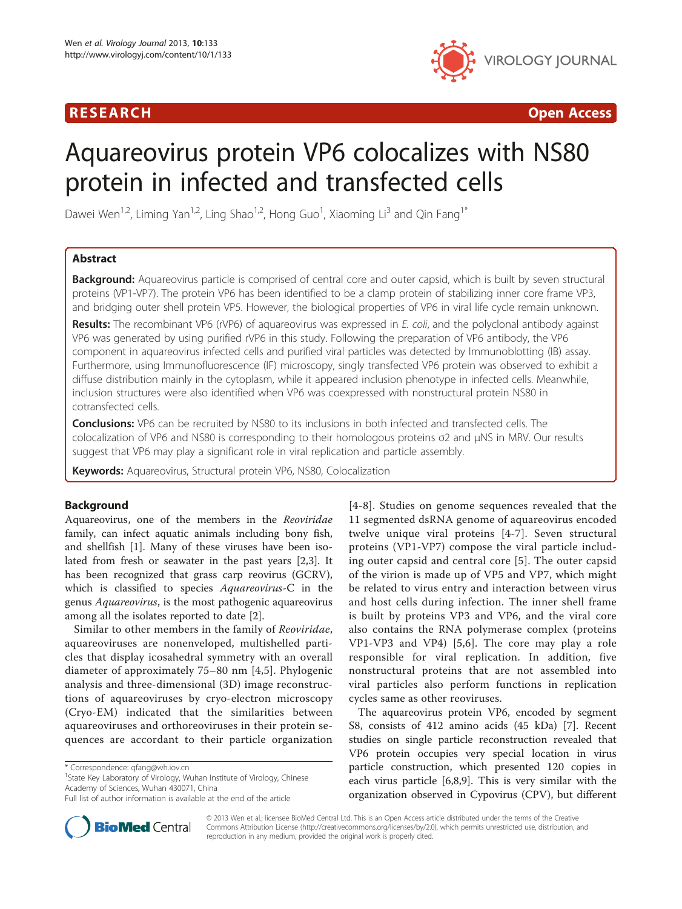RESEARCH Open Access

# Aquareovirus protein VP6 colocalizes with NS80 protein in infected and transfected cells

Dawei Wen[1,2], Liming Yan[1,2], Ling Shao[1,2], Hong Guo[1], Xiaoming Li[3] and Qin Fang[1*]

## Abstract

**Background:** Aquareovirus particle is comprised of central core and outer capsid, which is built by seven structural proteins (VP1-VP7). The protein VP6 has been identified to be a clamp protein of stabilizing inner core frame VP3, and bridging outer shell protein VP5. However, the biological properties of VP6 in viral life cycle remain unknown.

**Results:** The recombinant VP6 (rVP6) of aquareovirus was expressed in *E. coli*, and the polyclonal antibody against VP6 was generated by using purified rVP6 in this study. Following the preparation of VP6 antibody, the VP6 component in aquareovirus infected cells and purified viral particles was detected by Immunoblotting (IB) assay. Furthermore, using Immunofluorescence (IF) microscopy, singly transfected VP6 protein was observed to exhibit a diffuse distribution mainly in the cytoplasm, while it appeared inclusion phenotype in infected cells. Meanwhile, inclusion structures were also identified when VP6 was coexpressed with nonstructural protein NS80 in cotransfected cells.

**Conclusions:** VP6 can be recruited by NS80 to its inclusions in both infected and transfected cells. The colocalization of VP6 and NS80 is corresponding to their homologous proteins σ2 and μNS in MRV. Our results suggest that VP6 may play a significant role in viral replication and particle assembly.

**Keywords:** Aquareovirus, Structural protein VP6, NS80, Colocalization

## Background

Aquareovirus, one of the members in the *Reoviridae* family, can infect aquatic animals including bony fish, and shellfish [1]. Many of these viruses have been isolated from fresh or seawater in the past years [2,3]. It has been recognized that grass carp reovirus (GCRV), which is classified to species *Aquareovirus*-C in the genus *Aquareovirus*, is the most pathogenic aquareovirus among all the isolates reported to date [2].

Similar to other members in the family of *Reoviridae*, aquareoviruses are nonenveloped, multishelled particles that display icosahedral symmetry with an overall diameter of approximately 75–80 nm [4,5]. Phylogenic analysis and three-dimensional (3D) image reconstructions of aquareoviruses by cryo-electron microscopy (Cryo-EM) indicated that the similarities between aquareoviruses and orthoreoviruses in their protein sequences are accordant to their particle organization [4-8]. Studies on genome sequences revealed that the 11 segmented dsRNA genome of aquareovirus encoded twelve unique viral proteins [4-7]. Seven structural proteins (VP1-VP7) compose the viral particle including outer capsid and central core [5]. The outer capsid of the virion is made up of VP5 and VP7, which might be related to virus entry and interaction between virus and host cells during infection. The inner shell frame is built by proteins VP3 and VP6, and the viral core also contains the RNA polymerase complex (proteins VP1-VP3 and VP4) [5,6]. The core may play a role responsible for viral replication. In addition, five nonstructural proteins that are not assembled into viral particles also perform functions in replication cycles same as other reoviruses.

The aquareovirus protein VP6, encoded by segment S8, consists of 412 amino acids (45 kDa) [7]. Recent studies on single particle reconstruction revealed that VP6 protein occupies very special location in virus particle construction, which presented 120 copies in each virus particle [6,8,9]. This is very similar with the organization observed in Cypovirus (CPV), but different

\* Correspondence: qfang@wh.iov.cn
[1]State Key Laboratory of Virology, Wuhan Institute of Virology, Chinese Academy of Sciences, Wuhan 430071, China
Full list of author information is available at the end of the article

© 2013 Wen et al.; licensee BioMed Central Ltd. This is an Open Access article distributed under the terms of the Creative Commons Attribution License (http://creativecommons.org/licenses/by/2.0), which permits unrestricted use, distribution, and reproduction in any medium, provided the original work is properly cited.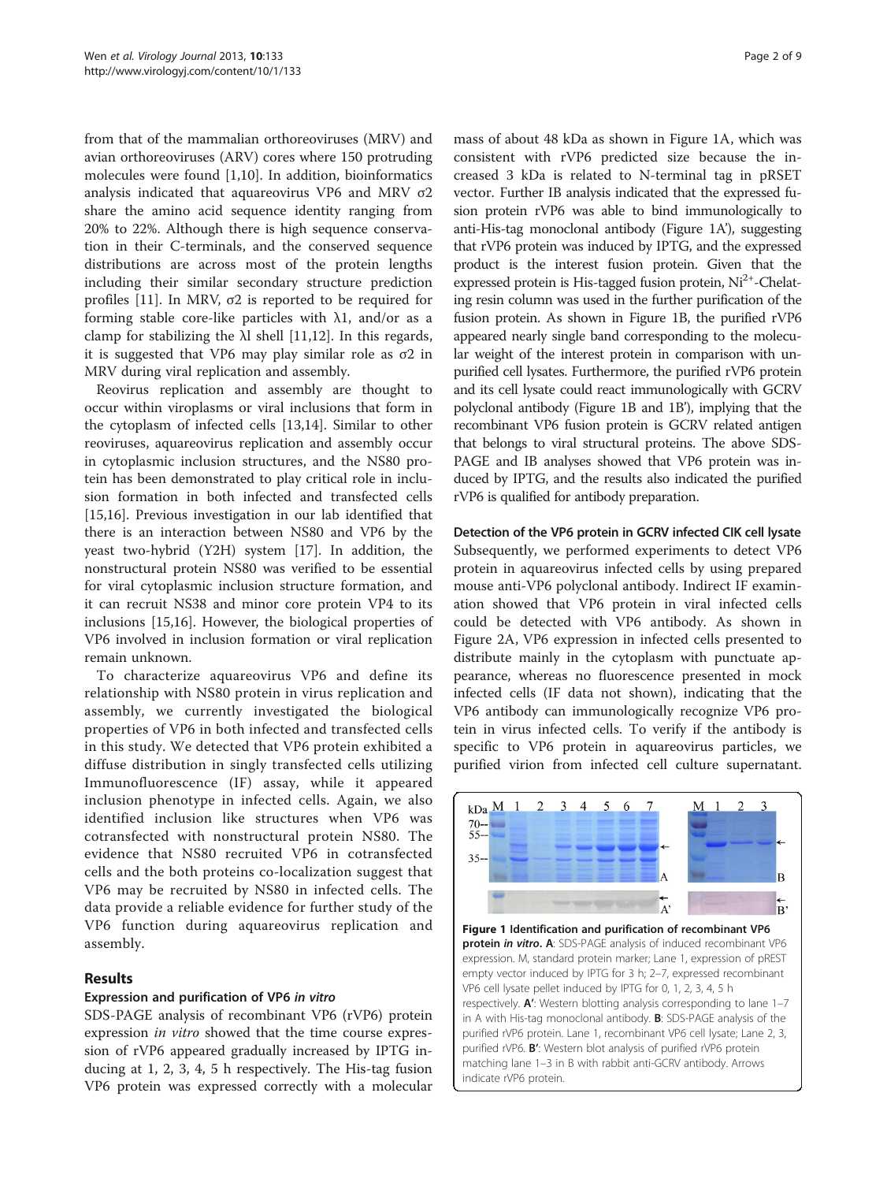from that of the mammalian orthoreoviruses (MRV) and avian orthoreoviruses (ARV) cores where 150 protruding molecules were found [1,10]. In addition, bioinformatics analysis indicated that aquareovirus VP6 and MRV σ2 share the amino acid sequence identity ranging from 20% to 22%. Although there is high sequence conservation in their C-terminals, and the conserved sequence distributions are across most of the protein lengths including their similar secondary structure prediction profiles [11]. In MRV, σ2 is reported to be required for forming stable core-like particles with λ1, and/or as a clamp for stabilizing the λl shell [11,12]. In this regards, it is suggested that VP6 may play similar role as σ2 in MRV during viral replication and assembly.

Reovirus replication and assembly are thought to occur within viroplasms or viral inclusions that form in the cytoplasm of infected cells [13,14]. Similar to other reoviruses, aquareovirus replication and assembly occur in cytoplasmic inclusion structures, and the NS80 protein has been demonstrated to play critical role in inclusion formation in both infected and transfected cells [15,16]. Previous investigation in our lab identified that there is an interaction between NS80 and VP6 by the yeast two-hybrid (Y2H) system [17]. In addition, the nonstructural protein NS80 was verified to be essential for viral cytoplasmic inclusion structure formation, and it can recruit NS38 and minor core protein VP4 to its inclusions [15,16]. However, the biological properties of VP6 involved in inclusion formation or viral replication remain unknown.

To characterize aquareovirus VP6 and define its relationship with NS80 protein in virus replication and assembly, we currently investigated the biological properties of VP6 in both infected and transfected cells in this study. We detected that VP6 protein exhibited a diffuse distribution in singly transfected cells utilizing Immunofluorescence (IF) assay, while it appeared inclusion phenotype in infected cells. Again, we also identified inclusion like structures when VP6 was cotransfected with nonstructural protein NS80. The evidence that NS80 recruited VP6 in cotransfected cells and the both proteins co-localization suggest that VP6 may be recruited by NS80 in infected cells. The data provide a reliable evidence for further study of the VP6 function during aquareovirus replication and assembly.

## Results

### Expression and purification of VP6 *in vitro*

SDS-PAGE analysis of recombinant VP6 (rVP6) protein expression *in vitro* showed that the time course expression of rVP6 appeared gradually increased by IPTG inducing at 1, 2, 3, 4, 5 h respectively. The His-tag fusion VP6 protein was expressed correctly with a molecular mass of about 48 kDa as shown in Figure 1A, which was consistent with rVP6 predicted size because the increased 3 kDa is related to N-terminal tag in pRSET vector. Further IB analysis indicated that the expressed fusion protein rVP6 was able to bind immunologically to anti-His-tag monoclonal antibody (Figure 1A'), suggesting that rVP6 protein was induced by IPTG, and the expressed product is the interest fusion protein. Given that the expressed protein is His-tagged fusion protein, $Ni^{2+}$-Chelating resin column was used in the further purification of the fusion protein. As shown in Figure 1B, the purified rVP6 appeared nearly single band corresponding to the molecular weight of the interest protein in comparison with unpurified cell lysates. Furthermore, the purified rVP6 protein and its cell lysate could react immunologically with GCRV polyclonal antibody (Figure 1B and 1B'), implying that the recombinant VP6 fusion protein is GCRV related antigen that belongs to viral structural proteins. The above SDS-PAGE and IB analyses showed that VP6 protein was induced by IPTG, and the results also indicated the purified rVP6 is qualified for antibody preparation.

### Detection of the VP6 protein in GCRV infected CIK cell lysate

Subsequently, we performed experiments to detect VP6 protein in aquareovirus infected cells by using prepared mouse anti-VP6 polyclonal antibody. Indirect IF examination showed that VP6 protein in viral infected cells could be detected with VP6 antibody. As shown in Figure 2A, VP6 expression in infected cells presented to distribute mainly in the cytoplasm with punctuate appearance, whereas no fluorescence presented in mock infected cells (IF data not shown), indicating that the VP6 antibody can immunologically recognize VP6 protein in virus infected cells. To verify if the antibody is specific to VP6 protein in aquareovirus particles, we purified virion from infected cell culture supernatant.

**Figure 1 Identification and purification of recombinant VP6 protein *in vitro*.** **A**: SDS-PAGE analysis of induced recombinant VP6 expression. M, standard protein marker; Lane 1, expression of pREST empty vector induced by IPTG for 3 h; 2–7, expressed recombinant VP6 cell lysate pellet induced by IPTG for 0, 1, 2, 3, 4, 5 h respectively. **A'**: Western blotting analysis corresponding to lane 1–7 in A with His-tag monoclonal antibody. **B**: SDS-PAGE analysis of the purified rVP6 protein. Lane 1, recombinant VP6 cell lysate; Lane 2, 3, purified rVP6. **B'**: Western blot analysis of purified rVP6 protein matching lane 1–3 in B with rabbit anti-GCRV antibody. Arrows indicate rVP6 protein.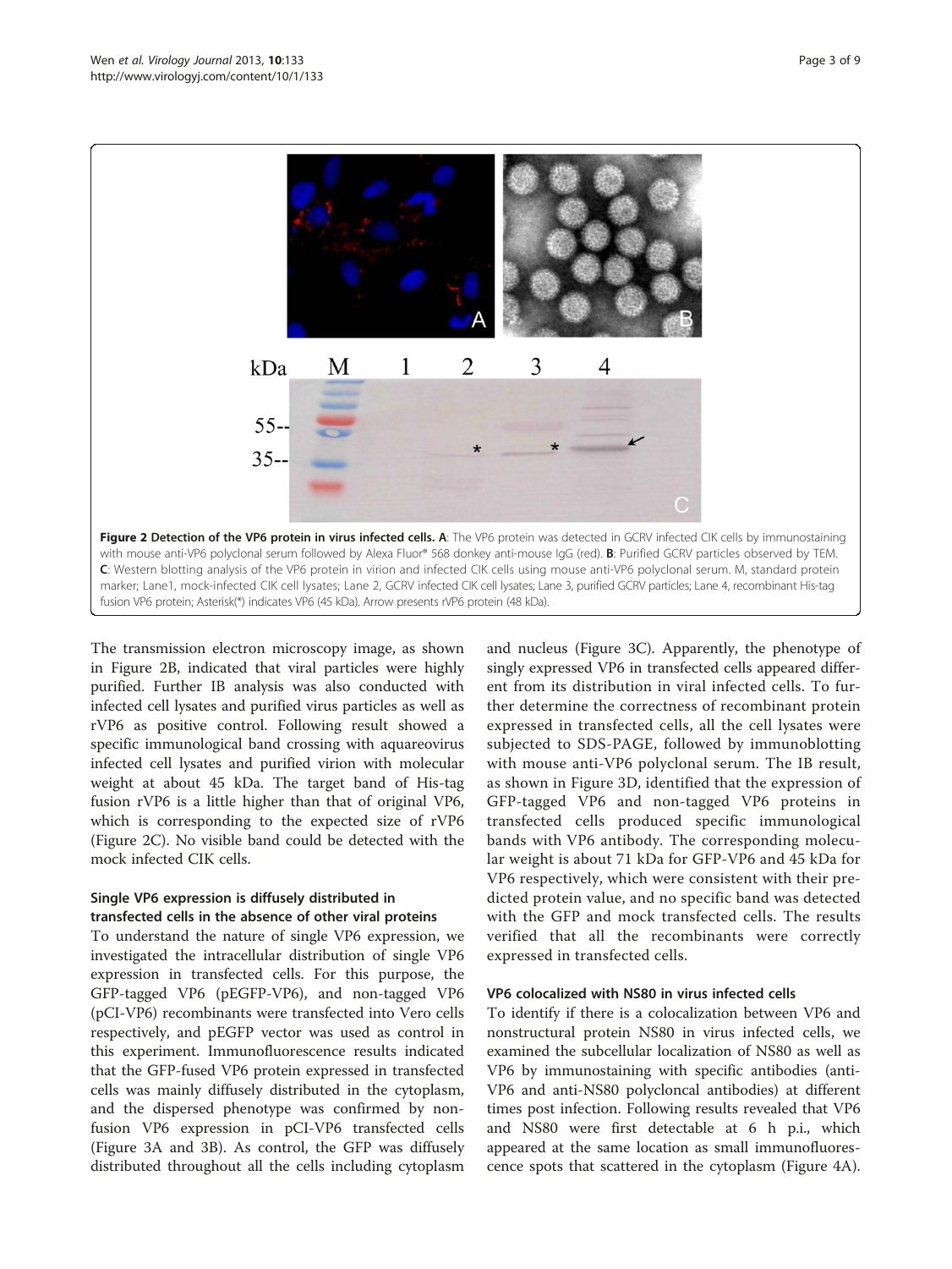**Figure 2 Detection of the VP6 protein in virus infected cells. A**: The VP6 protein was detected in GCRV infected CIK cells by immunostaining with mouse anti-VP6 polyclonal serum followed by Alexa Fluor® 568 donkey anti-mouse IgG (red). **B**: Purified GCRV particles observed by TEM. **C**: Western blotting analysis of the VP6 protein in virion and infected CIK cells using mouse anti-VP6 polyclonal serum. M, standard protein marker; Lane1, mock-infected CIK cell lysates; Lane 2, GCRV infected CIK cell lysates; Lane 3, purified GCRV particles; Lane 4, recombinant His-tag fusion VP6 protein; Asterisk(*) indicates VP6 (45 kDa). Arrow presents rVP6 protein (48 kDa).

The transmission electron microscopy image, as shown in Figure 2B, indicated that viral particles were highly purified. Further IB analysis was also conducted with infected cell lysates and purified virus particles as well as rVP6 as positive control. Following result showed a specific immunological band crossing with aquareovirus infected cell lysates and purified virion with molecular weight at about 45 kDa. The target band of His-tag fusion rVP6 is a little higher than that of original VP6, which is corresponding to the expected size of rVP6 (Figure 2C). No visible band could be detected with the mock infected CIK cells.

### Single VP6 expression is diffusely distributed in transfected cells in the absence of other viral proteins

To understand the nature of single VP6 expression, we investigated the intracellular distribution of single VP6 expression in transfected cells. For this purpose, the GFP-tagged VP6 (pEGFP-VP6), and non-tagged VP6 (pCI-VP6) recombinants were transfected into Vero cells respectively, and pEGFP vector was used as control in this experiment. Immunofluorescence results indicated that the GFP-fused VP6 protein expressed in transfected cells was mainly diffusely distributed in the cytoplasm, and the dispersed phenotype was confirmed by non-fusion VP6 expression in pCI-VP6 transfected cells (Figure 3A and 3B). As control, the GFP was diffusely distributed throughout all the cells including cytoplasm and nucleus (Figure 3C). Apparently, the phenotype of singly expressed VP6 in transfected cells appeared different from its distribution in viral infected cells. To further determine the correctness of recombinant protein expressed in transfected cells, all the cell lysates were subjected to SDS-PAGE, followed by immunoblotting with mouse anti-VP6 polyclonal serum. The IB result, as shown in Figure 3D, identified that the expression of GFP-tagged VP6 and non-tagged VP6 proteins in transfected cells produced specific immunological bands with VP6 antibody. The corresponding molecular weight is about 71 kDa for GFP-VP6 and 45 kDa for VP6 respectively, which were consistent with their predicted protein value, and no specific band was detected with the GFP and mock transfected cells. The results verified that all the recombinants were correctly expressed in transfected cells.

### VP6 colocalized with NS80 in virus infected cells

To identify if there is a colocalization between VP6 and nonstructural protein NS80 in virus infected cells, we examined the subcellular localization of NS80 as well as VP6 by immunostaining with specific antibodies (anti-VP6 and anti-NS80 polyclonal antibodies) at different times post infection. Following results revealed that VP6 and NS80 were first detectable at 6 h p.i., which appeared at the same location as small immunofluorescence spots that scattered in the cytoplasm (Figure 4A).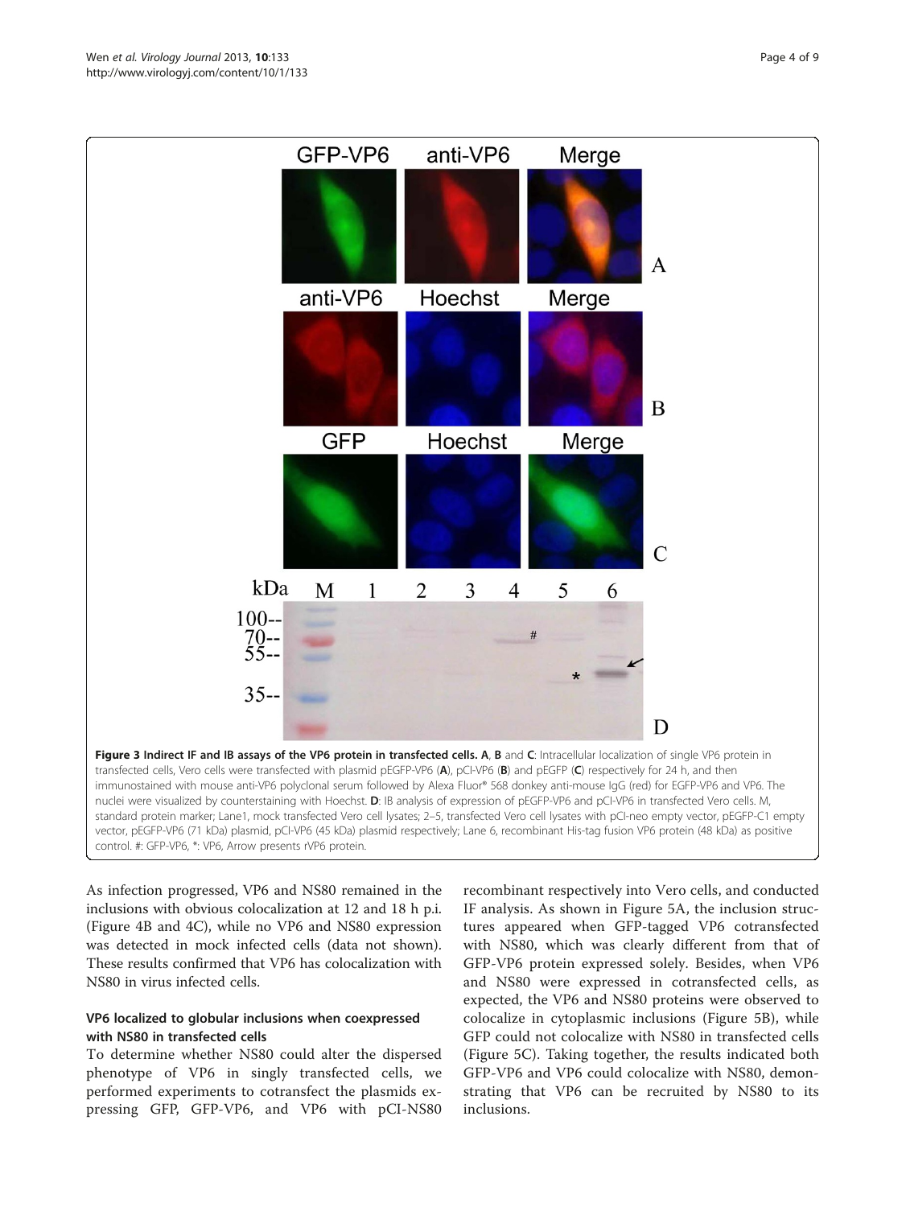**Figure 3 Indirect IF and IB assays of the VP6 protein in transfected cells. A**, **B** and **C**: Intracellular localization of single VP6 protein in transfected cells, Vero cells were transfected with plasmid pEGFP-VP6 (**A**), pCI-VP6 (**B**) and pEGFP (**C**) respectively for 24 h, and then immunostained with mouse anti-VP6 polyclonal serum followed by Alexa Fluor® 568 donkey anti-mouse IgG (red) for EGFP-VP6 and VP6. The nuclei were visualized by counterstaining with Hoechst. **D**: IB analysis of expression of pEGFP-VP6 and pCI-VP6 in transfected Vero cells. M, standard protein marker; Lane1, mock transfected Vero cell lysates; 2–5, transfected Vero cell lysates with pCI-neo empty vector, pEGFP-C1 empty vector, pEGFP-VP6 (71 kDa) plasmid, pCI-VP6 (45 kDa) plasmid respectively; Lane 6, recombinant His-tag fusion VP6 protein (48 kDa) as positive control. #: GFP-VP6, *: VP6, Arrow presents rVP6 protein.

As infection progressed, VP6 and NS80 remained in the inclusions with obvious colocalization at 12 and 18 h p.i. (Figure 4B and 4C), while no VP6 and NS80 expression was detected in mock infected cells (data not shown). These results confirmed that VP6 has colocalization with NS80 in virus infected cells.

### VP6 localized to globular inclusions when coexpressed with NS80 in transfected cells

To determine whether NS80 could alter the dispersed phenotype of VP6 in singly transfected cells, we performed experiments to cotransfect the plasmids expressing GFP, GFP-VP6, and VP6 with pCI-NS80 recombinant respectively into Vero cells, and conducted IF analysis. As shown in Figure 5A, the inclusion structures appeared when GFP-tagged VP6 cotransfected with NS80, which was clearly different from that of GFP-VP6 protein expressed solely. Besides, when VP6 and NS80 were expressed in cotransfected cells, as expected, the VP6 and NS80 proteins were observed to colocalize in cytoplasmic inclusions (Figure 5B), while GFP could not colocalize with NS80 in transfected cells (Figure 5C). Taking together, the results indicated both GFP-VP6 and VP6 could colocalize with NS80, demonstrating that VP6 can be recruited by NS80 to its inclusions.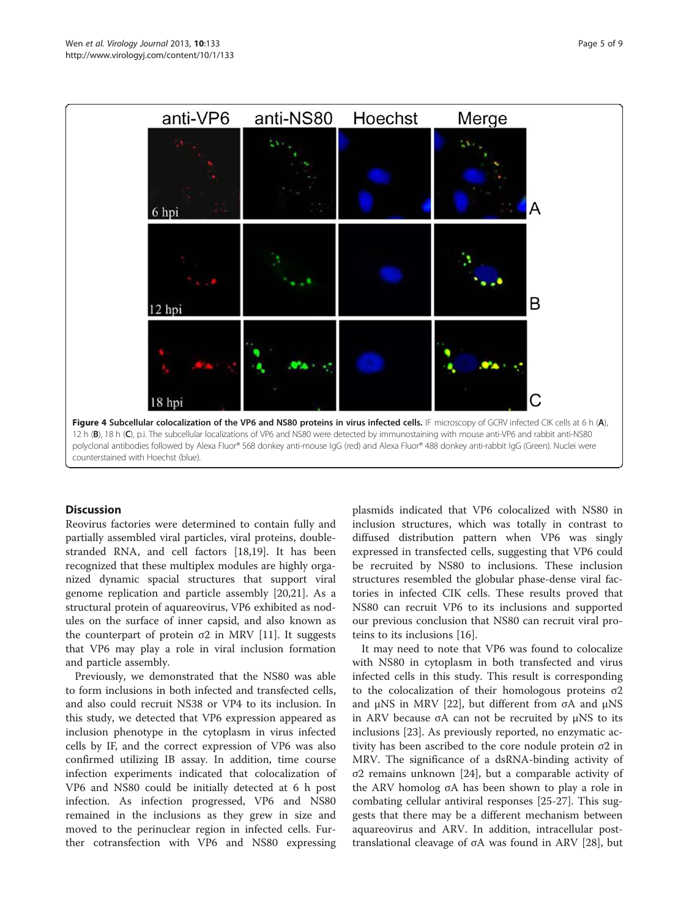**Figure 4 Subcellular colocalization of the VP6 and NS80 proteins in virus infected cells.** IF microscopy of GCRV infected CIK cells at 6 h (**A**), 12 h (**B**), 18 h (**C**), p.i. The subcellular localizations of VP6 and NS80 were detected by immunostaining with mouse anti-VP6 and rabbit anti-NS80 polyclonal antibodies followed by Alexa Fluor® 568 donkey anti-mouse IgG (red) and Alexa Fluor® 488 donkey anti-rabbit IgG (Green). Nuclei were counterstained with Hoechst (blue).

## Discussion

Reovirus factories were determined to contain fully and partially assembled viral particles, viral proteins, double-stranded RNA, and cell factors [18,19]. It has been recognized that these multiplex modules are highly organized dynamic spacial structures that support viral genome replication and particle assembly [20,21]. As a structural protein of aquareovirus, VP6 exhibited as nodules on the surface of inner capsid, and also known as the counterpart of protein σ2 in MRV [11]. It suggests that VP6 may play a role in viral inclusion formation and particle assembly.

Previously, we demonstrated that the NS80 was able to form inclusions in both infected and transfected cells, and also could recruit NS38 or VP4 to its inclusion. In this study, we detected that VP6 expression appeared as inclusion phenotype in the cytoplasm in virus infected cells by IF, and the correct expression of VP6 was also confirmed utilizing IB assay. In addition, time course infection experiments indicated that colocalization of VP6 and NS80 could be initially detected at 6 h post infection. As infection progressed, VP6 and NS80 remained in the inclusions as they grew in size and moved to the perinuclear region in infected cells. Further cotransfection with VP6 and NS80 expressing plasmids indicated that VP6 colocalized with NS80 in inclusion structures, which was totally in contrast to diffused distribution pattern when VP6 was singly expressed in transfected cells, suggesting that VP6 could be recruited by NS80 to inclusions. These inclusion structures resembled the globular phase-dense viral factories in infected CIK cells. These results proved that NS80 can recruit VP6 to its inclusions and supported our previous conclusion that NS80 can recruit viral proteins to its inclusions [16].

It may need to note that VP6 was found to colocalize with NS80 in cytoplasm in both transfected and virus infected cells in this study. This result is corresponding to the colocalization of their homologous proteins σ2 and μNS in MRV [22], but different from σA and μNS in ARV because σA can not be recruited by μNS to its inclusions [23]. As previously reported, no enzymatic activity has been ascribed to the core nodule protein σ2 in MRV. The significance of a dsRNA-binding activity of σ2 remains unknown [24], but a comparable activity of the ARV homolog σA has been shown to play a role in combating cellular antiviral responses [25-27]. This suggests that there may be a different mechanism between aquareovirus and ARV. In addition, intracellular post-translational cleavage of σA was found in ARV [28], but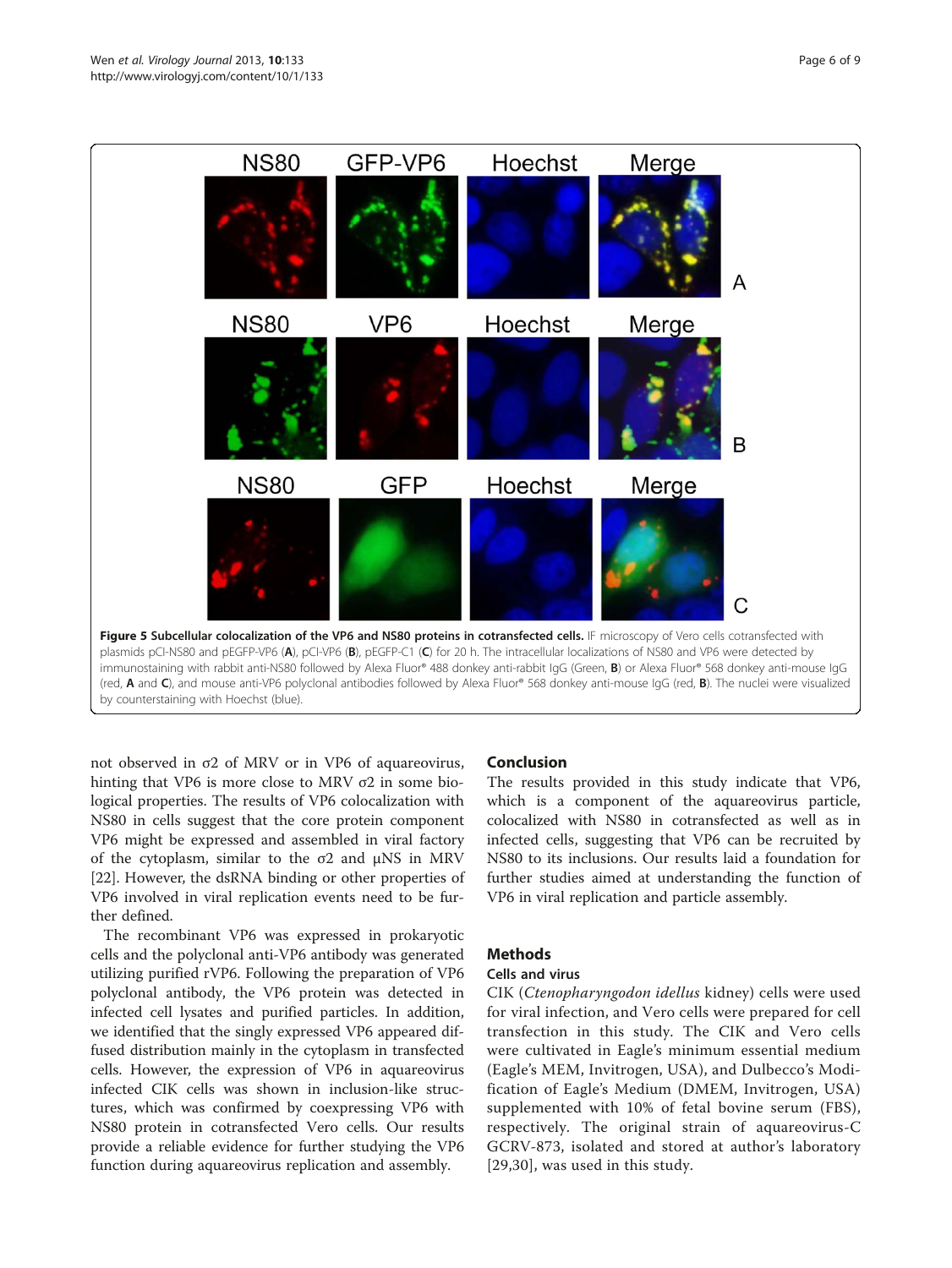**Figure 5 Subcellular colocalization of the VP6 and NS80 proteins in cotransfected cells.** IF microscopy of Vero cells cotransfected with plasmids pCI-NS80 and pEGFP-VP6 (**A**), pCI-VP6 (**B**), pEGFP-C1 (**C**) for 20 h. The intracellular localizations of NS80 and VP6 were detected by immunostaining with rabbit anti-NS80 followed by Alexa Fluor® 488 donkey anti-rabbit IgG (Green, **B**) or Alexa Fluor® 568 donkey anti-mouse IgG (red, **A** and **C**), and mouse anti-VP6 polyclonal antibodies followed by Alexa Fluor® 568 donkey anti-mouse IgG (red, **B**). The nuclei were visualized by counterstaining with Hoechst (blue).

not observed in σ2 of MRV or in VP6 of aquareovirus, hinting that VP6 is more close to MRV σ2 in some biological properties. The results of VP6 colocalization with NS80 in cells suggest that the core protein component VP6 might be expressed and assembled in viral factory of the cytoplasm, similar to the σ2 and μNS in MRV [22]. However, the dsRNA binding or other properties of VP6 involved in viral replication events need to be further defined.

The recombinant VP6 was expressed in prokaryotic cells and the polyclonal anti-VP6 antibody was generated utilizing purified rVP6. Following the preparation of VP6 polyclonal antibody, the VP6 protein was detected in infected cell lysates and purified particles. In addition, we identified that the singly expressed VP6 appeared diffused distribution mainly in the cytoplasm in transfected cells. However, the expression of VP6 in aquareovirus infected CIK cells was shown in inclusion-like structures, which was confirmed by coexpressing VP6 with NS80 protein in cotransfected Vero cells. Our results provide a reliable evidence for further studying the VP6 function during aquareovirus replication and assembly.

## Conclusion

The results provided in this study indicate that VP6, which is a component of the aquareovirus particle, colocalized with NS80 in cotransfected as well as in infected cells, suggesting that VP6 can be recruited by NS80 to its inclusions. Our results laid a foundation for further studies aimed at understanding the function of VP6 in viral replication and particle assembly.

## Methods

### Cells and virus

CIK (*Ctenopharyngodon idellus* kidney) cells were used for viral infection, and Vero cells were prepared for cell transfection in this study. The CIK and Vero cells were cultivated in Eagle's minimum essential medium (Eagle's MEM, Invitrogen, USA), and Dulbecco's Modification of Eagle's Medium (DMEM, Invitrogen, USA) supplemented with 10% of fetal bovine serum (FBS), respectively. The original strain of aquareovirus-C GCRV-873, isolated and stored at author's laboratory [29,30], was used in this study.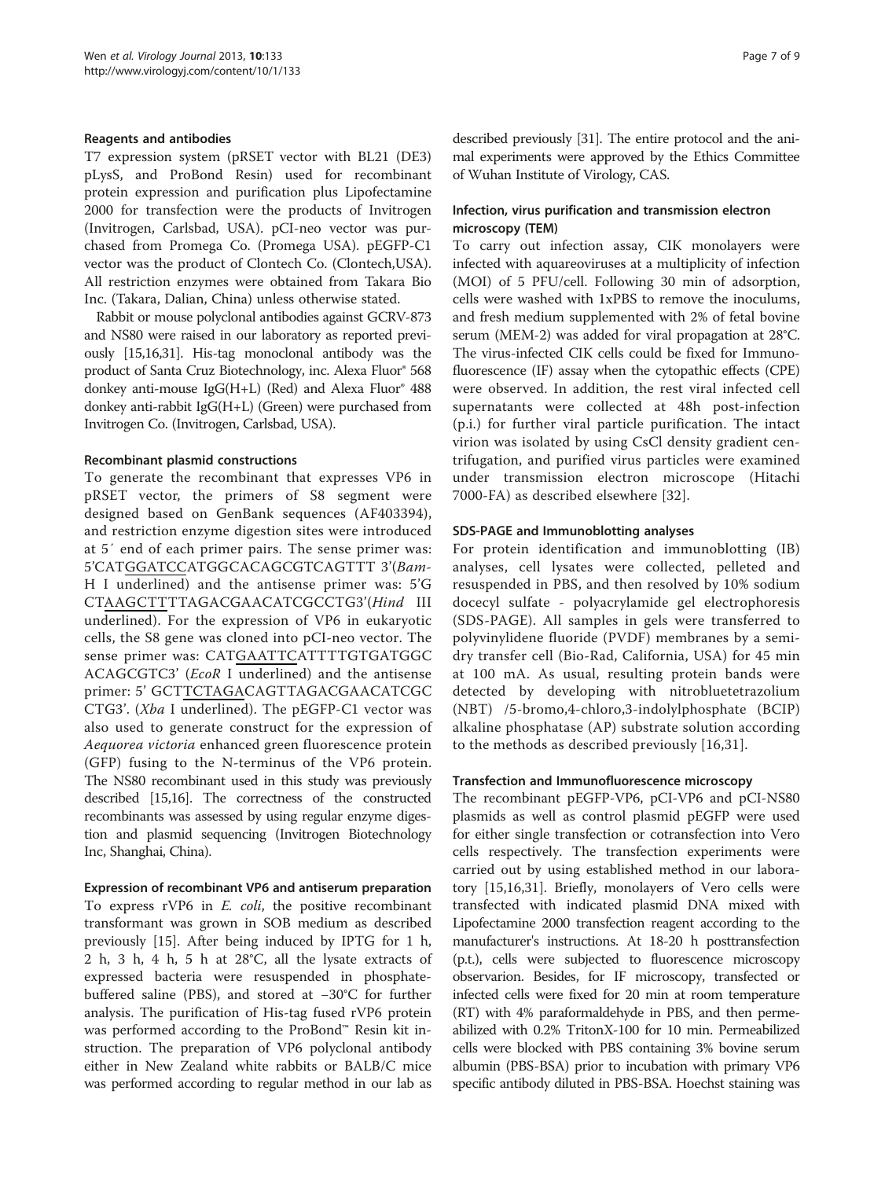#### Reagents and antibodies

T7 expression system (pRSET vector with BL21 (DE3) pLysS, and ProBond Resin) used for recombinant protein expression and purification plus Lipofectamine 2000 for transfection were the products of Invitrogen (Invitrogen, Carlsbad, USA). pCI-neo vector was purchased from Promega Co. (Promega USA). pEGFP-C1 vector was the product of Clontech Co. (Clontech,USA). All restriction enzymes were obtained from Takara Bio Inc. (Takara, Dalian, China) unless otherwise stated.

Rabbit or mouse polyclonal antibodies against GCRV-873 and NS80 were raised in our laboratory as reported previously [15,16,31]. His-tag monoclonal antibody was the product of Santa Cruz Biotechnology, inc. Alexa Fluor® 568 donkey anti-mouse IgG(H+L) (Red) and Alexa Fluor® 488 donkey anti-rabbit IgG(H+L) (Green) were purchased from Invitrogen Co. (Invitrogen, Carlsbad, USA).

#### Recombinant plasmid constructions

To generate the recombinant that expresses VP6 in pRSET vector, the primers of S8 segment were designed based on GenBank sequences (AF403394), and restriction enzyme digestion sites were introduced at 5′ end of each primer pairs. The sense primer was: 5'CATGGATCCATGGCACAGCGTCAGTTT 3'(*Bam-H I* underlined) and the antisense primer was: 5'G CTAAGCTTTTAGACGAACATCGCCTG3'(*Hind* III underlined). For the expression of VP6 in eukaryotic cells, the S8 gene was cloned into pCI-neo vector. The sense primer was: CATGAATTCATTTTGTGATGGC ACAGCGTC3' (*EcoR* I underlined) and the antisense primer: 5' GCTTCTAGACAGTTAGACGAACATCGC CTG3'. (*Xba* I underlined). The pEGFP-C1 vector was also used to generate construct for the expression of *Aequorea victoria* enhanced green fluorescence protein (GFP) fusing to the N-terminus of the VP6 protein. The NS80 recombinant used in this study was previously described [15,16]. The correctness of the constructed recombinants was assessed by using regular enzyme digestion and plasmid sequencing (Invitrogen Biotechnology Inc, Shanghai, China).

#### Expression of recombinant VP6 and antiserum preparation

To express rVP6 in *E. coli*, the positive recombinant transformant was grown in SOB medium as described previously [15]. After being induced by IPTG for 1 h, 2 h, 3 h, 4 h, 5 h at 28°C, all the lysate extracts of expressed bacteria were resuspended in phosphate-buffered saline (PBS), and stored at −30°C for further analysis. The purification of His-tag fused rVP6 protein was performed according to the ProBond™ Resin kit instruction. The preparation of VP6 polyclonal antibody either in New Zealand white rabbits or BALB/C mice was performed according to regular method in our lab as described previously [31]. The entire protocol and the animal experiments were approved by the Ethics Committee of Wuhan Institute of Virology, CAS.

#### Infection, virus purification and transmission electron microscopy (TEM)

To carry out infection assay, CIK monolayers were infected with aquareoviruses at a multiplicity of infection (MOI) of 5 PFU/cell. Following 30 min of adsorption, cells were washed with 1xPBS to remove the inoculums, and fresh medium supplemented with 2% of fetal bovine serum (MEM-2) was added for viral propagation at 28°C. The virus-infected CIK cells could be fixed for Immunofluorescence (IF) assay when the cytopathic effects (CPE) were observed. In addition, the rest viral infected cell supernatants were collected at 48h post-infection (p.i.) for further viral particle purification. The intact virion was isolated by using CsCl density gradient centrifugation, and purified virus particles were examined under transmission electron microscope (Hitachi 7000-FA) as described elsewhere [32].

#### SDS-PAGE and Immunoblotting analyses

For protein identification and immunoblotting (IB) analyses, cell lysates were collected, pelleted and resuspended in PBS, and then resolved by 10% sodium docecyl sulfate - polyacrylamide gel electrophoresis (SDS-PAGE). All samples in gels were transferred to polyvinylidene fluoride (PVDF) membranes by a semi-dry transfer cell (Bio-Rad, California, USA) for 45 min at 100 mA. As usual, resulting protein bands were detected by developing with nitrobluetetrazolium (NBT) /5-bromo,4-chloro,3-indolylphosphate (BCIP) alkaline phosphatase (AP) substrate solution according to the methods as described previously [16,31].

#### Transfection and Immunofluorescence microscopy

The recombinant pEGFP-VP6, pCI-VP6 and pCI-NS80 plasmids as well as control plasmid pEGFP were used for either single transfection or cotransfection into Vero cells respectively. The transfection experiments were carried out by using established method in our laboratory [15,16,31]. Briefly, monolayers of Vero cells were transfected with indicated plasmid DNA mixed with Lipofectamine 2000 transfection reagent according to the manufacturer's instructions. At 18-20 h posttransfection (p.t.), cells were subjected to fluorescence microscopy observarion. Besides, for IF microscopy, transfected or infected cells were fixed for 20 min at room temperature (RT) with 4% paraformaldehyde in PBS, and then permeabilized with 0.2% TritonX-100 for 10 min. Permeabilized cells were blocked with PBS containing 3% bovine serum albumin (PBS-BSA) prior to incubation with primary VP6 specific antibody diluted in PBS-BSA. Hoechst staining was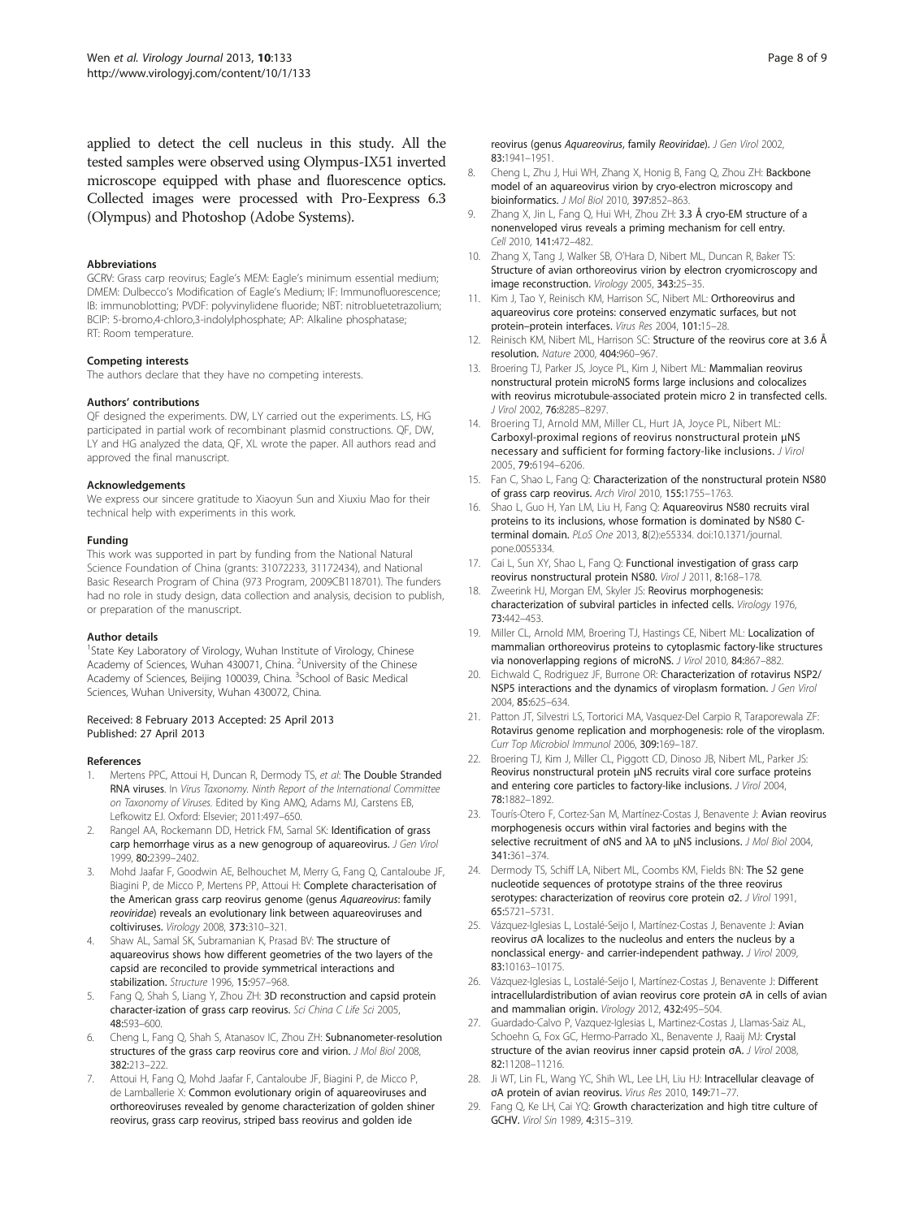applied to detect the cell nucleus in this study. All the tested samples were observed using Olympus-IX51 inverted microscope equipped with phase and fluorescence optics. Collected images were processed with Pro-Eexpress 6.3 (Olympus) and Photoshop (Adobe Systems).

#### Abbreviations

GCRV: Grass carp reovirus; Eagle's MEM: Eagle's minimum essential medium; DMEM: Dulbecco's Modification of Eagle's Medium; IF: Immunofluorescence; IB: immunoblotting; PVDF: polyvinylidene fluoride; NBT: nitrobluetetrazolium; BCIP: 5-bromo,4-chloro,3-indolylphosphate; AP: Alkaline phosphatase; RT: Room temperature.

#### Competing interests

The authors declare that they have no competing interests.

#### Authors' contributions

QF designed the experiments. DW, LY carried out the experiments. LS, HG participated in partial work of recombinant plasmid constructions. QF, DW, LY and HG analyzed the data, QF, XL wrote the paper. All authors read and approved the final manuscript.

#### Acknowledgements

We express our sincere gratitude to Xiaoyun Sun and Xiuxiu Mao for their technical help with experiments in this work.

#### Funding

This work was supported in part by funding from the National Natural Science Foundation of China (grants: 31072233, 31172434), and National Basic Research Program of China (973 Program, 2009CB118701). The funders had no role in study design, data collection and analysis, decision to publish, or preparation of the manuscript.

#### Author details

[1]State Key Laboratory of Virology, Wuhan Institute of Virology, Chinese Academy of Sciences, Wuhan 430071, China. [2]University of the Chinese Academy of Sciences, Beijing 100039, China. [3]School of Basic Medical Sciences, Wuhan University, Wuhan 430072, China.

Received: 8 February 2013 Accepted: 25 April 2013
Published: 27 April 2013

#### References

1. Mertens PPC, Attoui H, Duncan R, Dermody TS, *et al*: **The Double Stranded RNA viruses**. In *Virus Taxonomy. Ninth Report of the International Committee on Taxonomy of Viruses*. Edited by King AMQ, Adams MJ, Carstens EB, Lefkowitz EJ. Oxford: Elsevier; 2011:497–650.
2. Rangel AA, Rockemann DD, Hetrick FM, Samal SK: **Identification of grass carp hemorrhage virus as a new genogroup of aquareovirus.** *J Gen Virol* 1999, **80:**2399–2402.
3. Mohd Jaafar F, Goodwin AE, Belhouchet M, Merry G, Fang Q, Cantaloube JF, Biagini P, de Micco P, Mertens PP, Attoui H: **Complete characterisation of the American grass carp reovirus genome (genus *Aquareovirus*: family *reoviridae*) reveals an evolutionary link between aquareoviruses and coltiviruses.** *Virology* 2008, **373:**310–321.
4. Shaw AL, Samal SK, Subramanian K, Prasad BV: **The structure of aquareovirus shows how different geometries of the two layers of the capsid are reconciled to provide symmetrical interactions and stabilization.** *Structure* 1996, **15:**957–968.
5. Fang Q, Shah S, Liang Y, Zhou ZH: **3D reconstruction and capsid protein character-ization of grass carp reovirus.** *Sci China C Life Sci* 2005, **48:**593–600.
6. Cheng L, Fang Q, Shah S, Atanasov IC, Zhou ZH: **Subnanometer-resolution structures of the grass carp reovirus core and virion.** *J Mol Biol* 2008, **382:**213–222.
7. Attoui H, Fang Q, Mohd Jaafar F, Cantaloube JF, Biagini P, de Micco P, de Lamballerie X: **Common evolutionary origin of aquareoviruses and orthoreoviruses revealed by genome characterization of golden shiner reovirus, grass carp reovirus, striped bass reovirus and golden ide reovirus (genus *Aquareovirus*, family *Reoviridae*).** *J Gen Virol* 2002, **83:**1941–1951.
8. Cheng L, Zhu J, Hui WH, Zhang X, Honig B, Fang Q, Zhou ZH: **Backbone model of an aquareovirus virion by cryo-electron microscopy and bioinformatics.** *J Mol Biol* 2010, **397:**852–863.
9. Zhang X, Jin L, Fang Q, Hui WH, Zhou ZH: **3.3 Å cryo-EM structure of a nonenveloped virus reveals a priming mechanism for cell entry.** *Cell* 2010, **141:**472–482.
10. Zhang X, Tang J, Walker SB, O'Hara D, Nibert ML, Duncan R, Baker TS: **Structure of avian orthoreovirus virion by electron cryomicroscopy and image reconstruction.** *Virology* 2005, **343:**25–35.
11. Kim J, Tao Y, Reinisch KM, Harrison SC, Nibert ML: **Orthoreovirus and aquareovirus core proteins: conserved enzymatic surfaces, but not protein–protein interfaces.** *Virus Res* 2004, **101:**15–28.
12. Reinisch KM, Nibert ML, Harrison SC: **Structure of the reovirus core at 3.6 Å resolution.** *Nature* 2000, **404:**960–967.
13. Broering TJ, Parker JS, Joyce PL, Kim J, Nibert ML: **Mammalian reovirus nonstructural protein microNS forms large inclusions and colocalizes with reovirus microtubule-associated protein micro 2 in transfected cells.** *J Virol* 2002, **76:**8285–8297.
14. Broering TJ, Arnold MM, Miller CL, Hurt JA, Joyce PL, Nibert ML: **Carboxyl-proximal regions of reovirus nonstructural protein μNS necessary and sufficient for forming factory-like inclusions.** *J Virol* 2005, **79:**6194–6206.
15. Fan C, Shao L, Fang Q: **Characterization of the nonstructural protein NS80 of grass carp reovirus.** *Arch Virol* 2010, **155:**1755–1763.
16. Shao L, Guo H, Yan LM, Liu H, Fang Q: **Aquareovirus NS80 recruits viral proteins to its inclusions, whose formation is dominated by NS80 C-terminal domain.** *PLoS One* 2013, **8**(2):e55334. doi:10.1371/journal.pone.0055334.
17. Cai L, Sun XY, Shao L, Fang Q: **Functional investigation of grass carp reovirus nonstructural protein NS80.** *Virol J* 2011, **8:**168–178.
18. Zweerink HJ, Morgan EM, Skyler JS: **Reovirus morphogenesis: characterization of subviral particles in infected cells.** *Virology* 1976, **73:**442–453.
19. Miller CL, Arnold MM, Broering TJ, Hastings CE, Nibert ML: **Localization of mammalian orthoreovirus proteins to cytoplasmic factory-like structures via nonoverlapping regions of microNS.** *J Virol* 2010, **84:**867–882.
20. Eichwald C, Rodriguez JF, Burrone OR: **Characterization of rotavirus NSP2/NSP5 interactions and the dynamics of viroplasm formation.** *J Gen Virol* 2004, **85:**625–634.
21. Patton JT, Silvestri LS, Tortorici MA, Vasquez-Del Carpio R, Taraporewala ZF: **Rotavirus genome replication and morphogenesis: role of the viroplasm.** *Curr Top Microbiol Immunol* 2006, **309:**169–187.
22. Broering TJ, Kim J, Miller CL, Piggott CD, Dinoso JB, Nibert ML, Parker JS: **Reovirus nonstructural protein μNS recruits viral core surface proteins and entering core particles to factory-like inclusions.** *J Virol* 2004, **78:**1882–1892.
23. Touris-Otero F, Cortez-San M, Martínez-Costas J, Benavente J: **Avian reovirus morphogenesis occurs within viral factories and begins with the selective recruitment of σNS and λA to μNS inclusions.** *J Mol Biol* 2004, **341:**361–374.
24. Dermody TS, Schiff LA, Nibert ML, Coombs KM, Fields BN: **The S2 gene nucleotide sequences of prototype strains of the three reovirus serotypes: characterization of reovirus core protein σ2.** *J Virol* 1991, **65:**5721–5731.
25. Vázquez-Iglesias L, Lostalé-Seijo I, Martínez-Costas J, Benavente J: **Avian reovirus σA localizes to the nucleolus and enters the nucleus by a nonclassical energy- and carrier-independent pathway.** *J Virol* 2009, **83:**10163–10175.
26. Vázquez-Iglesias L, Lostalé-Seijo I, Martínez-Costas J, Benavente J: **Different intracellulardistribution of avian reovirus core protein σA in cells of avian and mammalian origin.** *Virology* 2012, **432:**495–504.
27. Guardado-Calvo P, Vazquez-Iglesias L, Martinez-Costas J, Llamas-Saiz AL, Schoehn G, Fox GC, Hermo-Parrado XL, Benavente J, Raaij MJ: **Crystal structure of the avian reovirus inner capsid protein σA.** *J Virol* 2008, **82:**11208–11216.
28. Ji WT, Lin FL, Wang YC, Shih WL, Lee LH, Liu HJ: **Intracellular cleavage of σA protein of avian reovirus.** *Virus Res* 2010, **149:**71–77.
29. Fang Q, Ke LH, Cai YQ: **Growth characterization and high titre culture of GCHV.** *Virol Sin* 1989, **4:**315–319.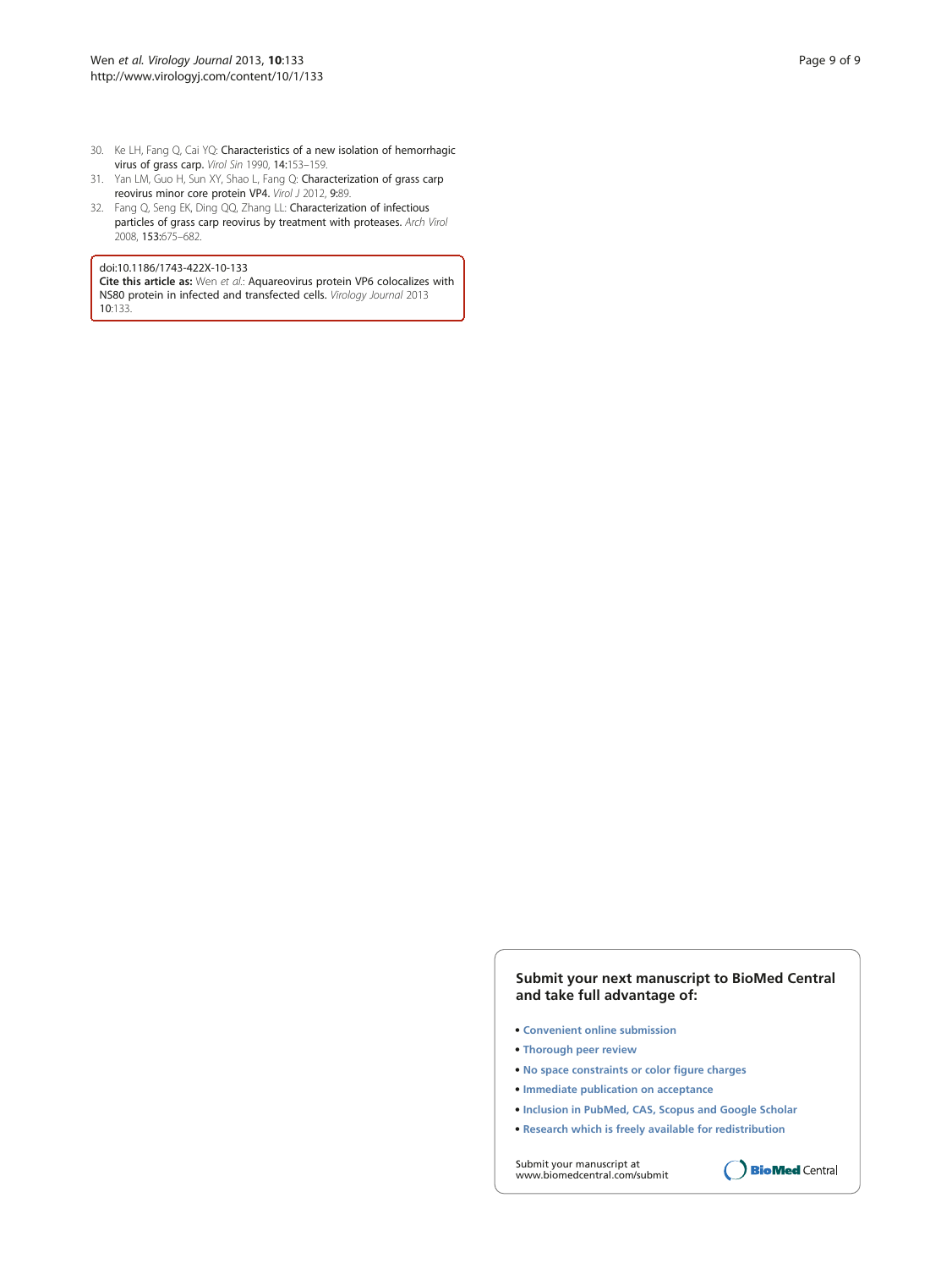30. Ke LH, Fang Q, Cai YQ: **Characteristics of a new isolation of hemorrhagic virus of grass carp.** *Virol Sin* 1990, **14**:153–159.
31. Yan LM, Guo H, Sun XY, Shao L, Fang Q: **Characterization of grass carp reovirus minor core protein VP4.** *Virol J* 2012, **9**:89.
32. Fang Q, Seng EK, Ding QQ, Zhang LL: **Characterization of infectious particles of grass carp reovirus by treatment with proteases.** *Arch Virol* 2008, **153**:675–682.

doi:10.1186/1743-422X-10-133
**Cite this article as:** Wen *et al.*: Aquareovirus protein VP6 colocalizes with NS80 protein in infected and transfected cells. *Virology Journal* 2013 **10**:133.

**Submit your next manuscript to BioMed Central and take full advantage of:**

- **Convenient online submission**
- **Thorough peer review**
- **No space constraints or color figure charges**
- **Immediate publication on acceptance**
- **Inclusion in PubMed, CAS, Scopus and Google Scholar**
- **Research which is freely available for redistribution**

Submit your manuscript at
www.biomedcentral.com/submit

BioMed Central